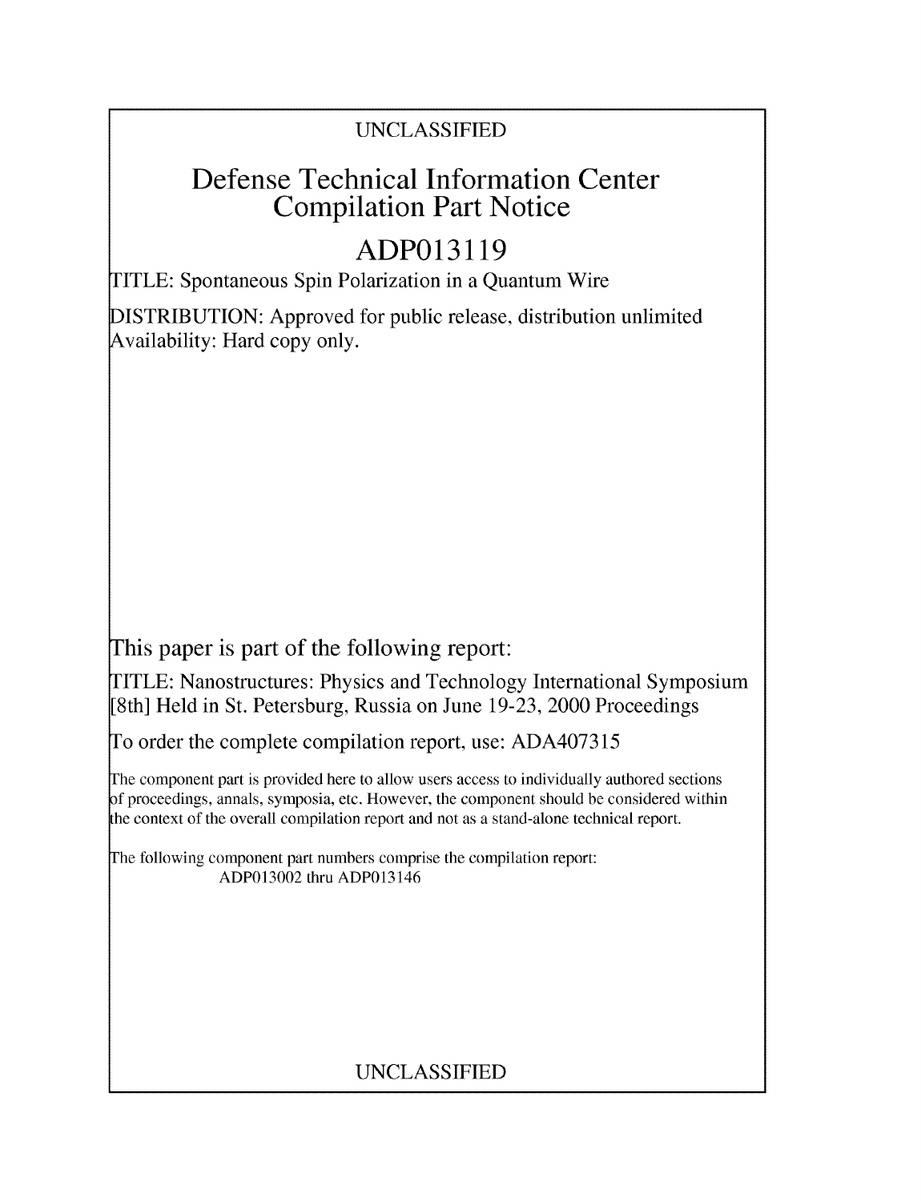UNCLASSIFIED

# Defense Technical Information Center Compilation Part Notice

## ADP013119

TITLE: Spontaneous Spin Polarization in a Quantum Wire

DISTRIBUTION: Approved for public release, distribution unlimited
Availability: Hard copy only.

This paper is part of the following report:

TITLE: Nanostructures: Physics and Technology International Symposium [8th] Held in St. Petersburg, Russia on June 19-23, 2000 Proceedings

To order the complete compilation report, use: ADA407315

The component part is provided here to allow users access to individually authored sections of proceedings, annals, symposia, etc. However, the component should be considered within the context of the overall compilation report and not as a stand-alone technical report.

The following component part numbers comprise the compilation report:
ADP013002 thru ADP013146

UNCLASSIFIED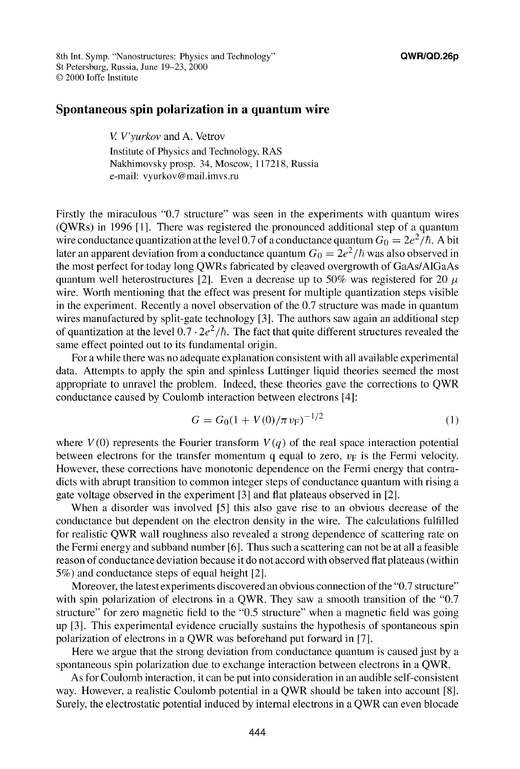# Spontaneous spin polarization in a quantum wire

*V. V'yurkov* and A. Vetrov
Institute of Physics and Technology, RAS
Nakhimovsky prosp. 34, Moscow, 117218, Russia
e-mail: vyurkov@mail.imvs.ru

Firstly the miraculous "0.7 structure" was seen in the experiments with quantum wires (QWRs) in 1996 [1]. There was registered the pronounced additional step of a quantum wire conductance quantization at the level 0.7 of a conductance quantum $G_0 = 2e^2/\hbar$. A bit later an apparent deviation from a conductance quantum $G_0 = 2e^2/\hbar$ was also observed in the most perfect for today long QWRs fabricated by cleaved overgrowth of GaAs/AlGaAs quantum well heterostructures [2]. Even a decrease up to 50% was registered for 20 $\mu$ wire. Worth mentioning that the effect was present for multiple quantization steps visible in the experiment. Recently a novel observation of the 0.7 structure was made in quantum wires manufactured by split-gate technology [3]. The authors saw again an additional step of quantization at the level $0.7 \cdot 2e^2/\hbar$. The fact that quite different structures revealed the same effect pointed out to its fundamental origin.

For a while there was no adequate explanation consistent with all available experimental data. Attempts to apply the spin and spinless Luttinger liquid theories seemed the most appropriate to unravel the problem. Indeed, these theories gave the corrections to QWR conductance caused by Coulomb interaction between electrons [4]:

$$G = G_0(1 + V(0)/\pi v_F)^{-1/2} \tag{1}$$

where $V(0)$ represents the Fourier transform $V(q)$ of the real space interaction potential between electrons for the transfer momentum q equal to zero, $v_F$ is the Fermi velocity. However, these corrections have monotonic dependence on the Fermi energy that contradicts with abrupt transition to common integer steps of conductance quantum with rising a gate voltage observed in the experiment [3] and flat plateaus observed in [2].

When a disorder was involved [5] this also gave rise to an obvious decrease of the conductance but dependent on the electron density in the wire. The calculations fulfilled for realistic QWR wall roughness also revealed a strong dependence of scattering rate on the Fermi energy and subband number [6]. Thus such a scattering can not be at all a feasible reason of conductance deviation because it do not accord with observed flat plateaus (within 5%) and conductance steps of equal height [2].

Moreover, the latest experiments discovered an obvious connection of the "0.7 structure" with spin polarization of electrons in a QWR. They saw a smooth transition of the "0.7 structure" for zero magnetic field to the "0.5 structure" when a magnetic field was going up [3]. This experimental evidence crucially sustains the hypothesis of spontaneous spin polarization of electrons in a QWR was beforehand put forward in [7].

Here we argue that the strong deviation from conductance quantum is caused just by a spontaneous spin polarization due to exchange interaction between electrons in a QWR.

As for Coulomb interaction, it can be put into consideration in an audible self-consistent way. However, a realistic Coulomb potential in a QWR should be taken into account [8]. Surely, the electrostatic potential induced by internal electrons in a QWR can even blocade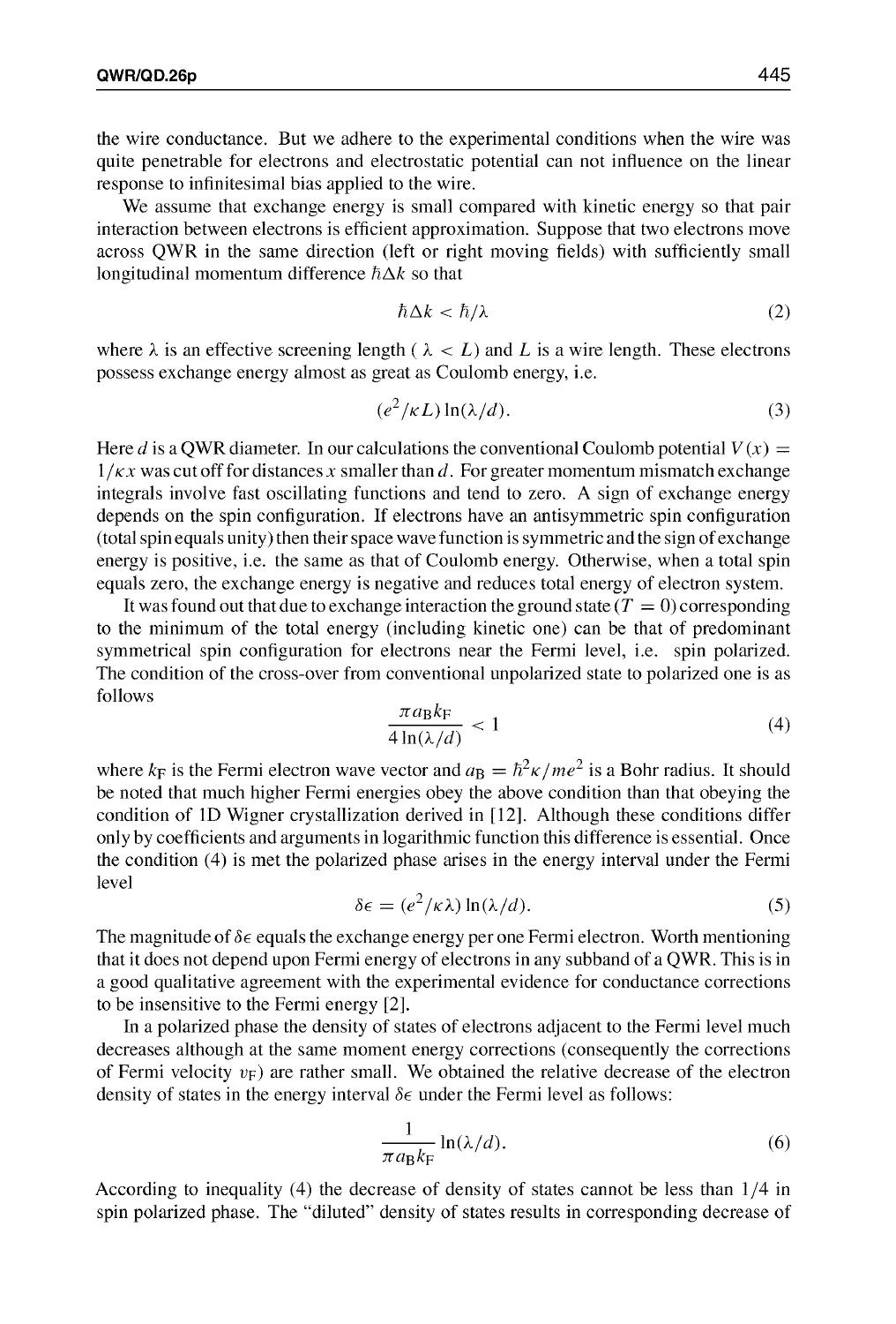the wire conductance. But we adhere to the experimental conditions when the wire was quite penetrable for electrons and electrostatic potential can not influence on the linear response to infinitesimal bias applied to the wire.

We assume that exchange energy is small compared with kinetic energy so that pair interaction between electrons is efficient approximation. Suppose that two electrons move across QWR in the same direction (left or right moving fields) with sufficiently small longitudinal momentum difference $\hbar\Delta k$ so that

$$\hbar\Delta k < \hbar/\lambda \tag{2}$$

where $\lambda$ is an effective screening length ( $\lambda < L$) and $L$ is a wire length. These electrons possess exchange energy almost as great as Coulomb energy, i.e.

$$(e^2/\kappa L)\ln(\lambda/d). \tag{3}$$

Here $d$ is a QWR diameter. In our calculations the conventional Coulomb potential $V(x) = 1/\kappa x$ was cut off for distances $x$ smaller than $d$. For greater momentum mismatch exchange integrals involve fast oscillating functions and tend to zero. A sign of exchange energy depends on the spin configuration. If electrons have an antisymmetric spin configuration (total spin equals unity) then their space wave function is symmetric and the sign of exchange energy is positive, i.e. the same as that of Coulomb energy. Otherwise, when a total spin equals zero, the exchange energy is negative and reduces total energy of electron system.

It was found out that due to exchange interaction the ground state ($T = 0$) corresponding to the minimum of the total energy (including kinetic one) can be that of predominant symmetrical spin configuration for electrons near the Fermi level, i.e. spin polarized. The condition of the cross-over from conventional unpolarized state to polarized one is as follows

$$\frac{\pi a_{\mathrm{B}} k_{\mathrm{F}}}{4\ln(\lambda/d)} < 1 \tag{4}$$

where $k_{\mathrm{F}}$ is the Fermi electron wave vector and $a_{\mathrm{B}} = \hbar^2\kappa/me^2$ is a Bohr radius. It should be noted that much higher Fermi energies obey the above condition than that obeying the condition of 1D Wigner crystallization derived in [12]. Although these conditions differ only by coefficients and arguments in logarithmic function this difference is essential. Once the condition (4) is met the polarized phase arises in the energy interval under the Fermi level

$$\delta\epsilon = (e^2/\kappa\lambda)\ln(\lambda/d). \tag{5}$$

The magnitude of $\delta\epsilon$ equals the exchange energy per one Fermi electron. Worth mentioning that it does not depend upon Fermi energy of electrons in any subband of a QWR. This is in a good qualitative agreement with the experimental evidence for conductance corrections to be insensitive to the Fermi energy [2].

In a polarized phase the density of states of electrons adjacent to the Fermi level much decreases although at the same moment energy corrections (consequently the corrections of Fermi velocity $v_{\mathrm{F}}$) are rather small. We obtained the relative decrease of the electron density of states in the energy interval $\delta\epsilon$ under the Fermi level as follows:

$$\frac{1}{\pi a_{\mathrm{B}} k_{\mathrm{F}}}\ln(\lambda/d). \tag{6}$$

According to inequality (4) the decrease of density of states cannot be less than 1/4 in spin polarized phase. The "diluted" density of states results in corresponding decrease of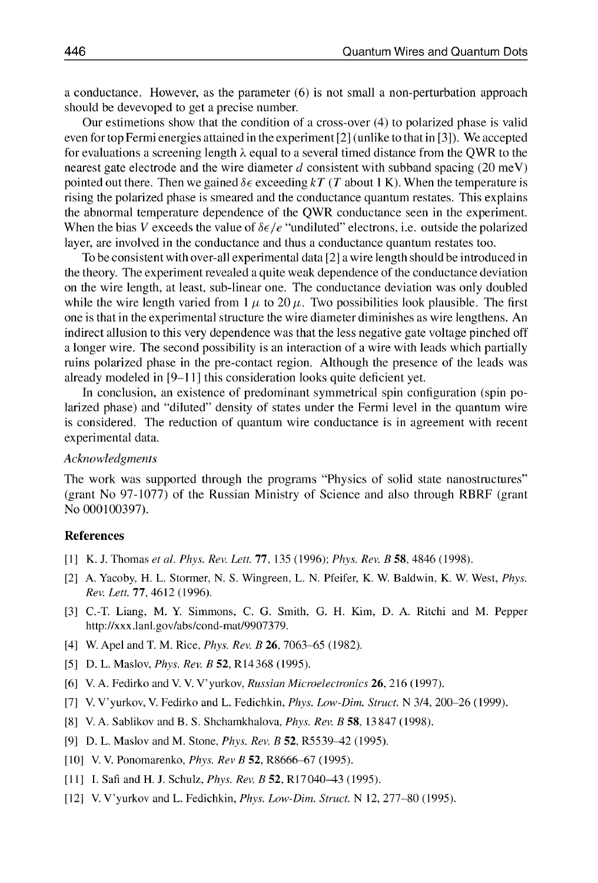a conductance. However, as the parameter (6) is not small a non-perturbation approach should be devevoped to get a precise number.

Our estimetions show that the condition of a cross-over (4) to polarized phase is valid even for top Fermi energies attained in the experiment [2] (unlike to that in [3]). We accepted for evaluations a screening length $\lambda$ equal to a several timed distance from the QWR to the nearest gate electrode and the wire diameter $d$ consistent with subband spacing (20 meV) pointed out there. Then we gained $\delta\epsilon$ exceeding $kT$ ($T$ about 1 K). When the temperature is rising the polarized phase is smeared and the conductance quantum restates. This explains the abnormal temperature dependence of the QWR conductance seen in the experiment. When the bias $V$ exceeds the value of $\delta\epsilon/e$ "undiluted" electrons, i.e. outside the polarized layer, are involved in the conductance and thus a conductance quantum restates too.

To be consistent with over-all experimental data [2] a wire length should be introduced in the theory. The experiment revealed a quite weak dependence of the conductance deviation on the wire length, at least, sub-linear one. The conductance deviation was only doubled while the wire length varied from 1 $\mu$ to 20 $\mu$. Two possibilities look plausible. The first one is that in the experimental structure the wire diameter diminishes as wire lengthens. An indirect allusion to this very dependence was that the less negative gate voltage pinched off a longer wire. The second possibility is an interaction of a wire with leads which partially ruins polarized phase in the pre-contact region. Although the presence of the leads was already modeled in [9–11] this consideration looks quite deficient yet.

In conclusion, an existence of predominant symmetrical spin configuration (spin polarized phase) and "diluted" density of states under the Fermi level in the quantum wire is considered. The reduction of quantum wire conductance is in agreement with recent experimental data.

*Acknowledgments*

The work was supported through the programs "Physics of solid state nanostructures" (grant No 97-1077) of the Russian Ministry of Science and also through RBRF (grant No 000100397).

### References

[1] K. J. Thomas *et al. Phys. Rev. Lett.* **77**, 135 (1996); *Phys. Rev. B* **58**, 4846 (1998).

[2] A. Yacoby, H. L. Stormer, N. S. Wingreen, L. N. Pfeifer, K. W. Baldwin, K. W. West, *Phys. Rev. Lett.* **77**, 4612 (1996).

[3] C.-T. Liang, M. Y. Simmons, C. G. Smith, G. H. Kim, D. A. Ritchi and M. Pepper http://xxx.lanl.gov/abs/cond-mat/9907379.

[4] W. Apel and T. M. Rice, *Phys. Rev. B* **26**, 7063–65 (1982).

[5] D. L. Maslov, *Phys. Rev. B* **52**, R14368 (1995).

[6] V. A. Fedirko and V. V. V'yurkov, *Russian Microelectronics* **26**, 216 (1997).

[7] V. V'yurkov, V. Fedirko and L. Fedichkin, *Phys. Low-Dim. Struct.* N 3/4, 200–26 (1999).

[8] V. A. Sablikov and B. S. Shchamkhalova, *Phys. Rev. B* **58**, 13847 (1998).

[9] D. L. Maslov and M. Stone, *Phys. Rev. B* **52**, R5539–42 (1995).

[10] V. V. Ponomarenko, *Phys. Rev B* **52**, R8666–67 (1995).

[11] I. Safi and H. J. Schulz, *Phys. Rev. B* **52**, R17040–43 (1995).

[12] V. V'yurkov and L. Fedichkin, *Phys. Low-Dim. Struct.* N 12, 277–80 (1995).